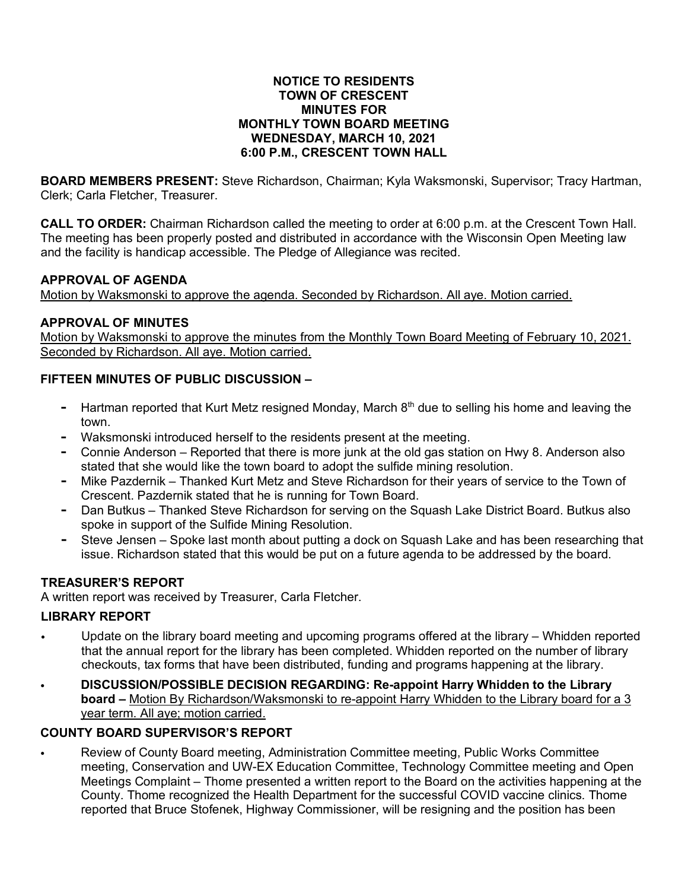**NOTICE TO RESIDENTS**
**TOWN OF CRESCENT**
**MINUTES FOR**
**MONTHLY TOWN BOARD MEETING**
**WEDNESDAY, MARCH 10, 2021**
**6:00 P.M., CRESCENT TOWN HALL**

**BOARD MEMBERS PRESENT:** Steve Richardson, Chairman; Kyla Waksmonski, Supervisor; Tracy Hartman, Clerk; Carla Fletcher, Treasurer.

**CALL TO ORDER:** Chairman Richardson called the meeting to order at 6:00 p.m. at the Crescent Town Hall. The meeting has been properly posted and distributed in accordance with the Wisconsin Open Meeting law and the facility is handicap accessible. The Pledge of Allegiance was recited.

**APPROVAL OF AGENDA**

Motion by Waksmonski to approve the agenda. Seconded by Richardson. All aye. Motion carried.

**APPROVAL OF MINUTES**

Motion by Waksmonski to approve the minutes from the Monthly Town Board Meeting of February 10, 2021. Seconded by Richardson. All aye. Motion carried.

**FIFTEEN MINUTES OF PUBLIC DISCUSSION –**

- Hartman reported that Kurt Metz resigned Monday, March 8th due to selling his home and leaving the town.
- Waksmonski introduced herself to the residents present at the meeting.
- Connie Anderson – Reported that there is more junk at the old gas station on Hwy 8. Anderson also stated that she would like the town board to adopt the sulfide mining resolution.
- Mike Pazdernik – Thanked Kurt Metz and Steve Richardson for their years of service to the Town of Crescent. Pazdernik stated that he is running for Town Board.
- Dan Butkus – Thanked Steve Richardson for serving on the Squash Lake District Board. Butkus also spoke in support of the Sulfide Mining Resolution.
- Steve Jensen – Spoke last month about putting a dock on Squash Lake and has been researching that issue. Richardson stated that this would be put on a future agenda to be addressed by the board.

**TREASURER'S REPORT**

A written report was received by Treasurer, Carla Fletcher.

**LIBRARY REPORT**

- Update on the library board meeting and upcoming programs offered at the library – Whidden reported that the annual report for the library has been completed. Whidden reported on the number of library checkouts, tax forms that have been distributed, funding and programs happening at the library.
- **DISCUSSION/POSSIBLE DECISION REGARDING: Re-appoint Harry Whidden to the Library board –** Motion By Richardson/Waksmonski to re-appoint Harry Whidden to the Library board for a 3 year term. All aye; motion carried.

**COUNTY BOARD SUPERVISOR'S REPORT**

- Review of County Board meeting, Administration Committee meeting, Public Works Committee meeting, Conservation and UW-EX Education Committee, Technology Committee meeting and Open Meetings Complaint – Thome presented a written report to the Board on the activities happening at the County. Thome recognized the Health Department for the successful COVID vaccine clinics. Thome reported that Bruce Stofenek, Highway Commissioner, will be resigning and the position has been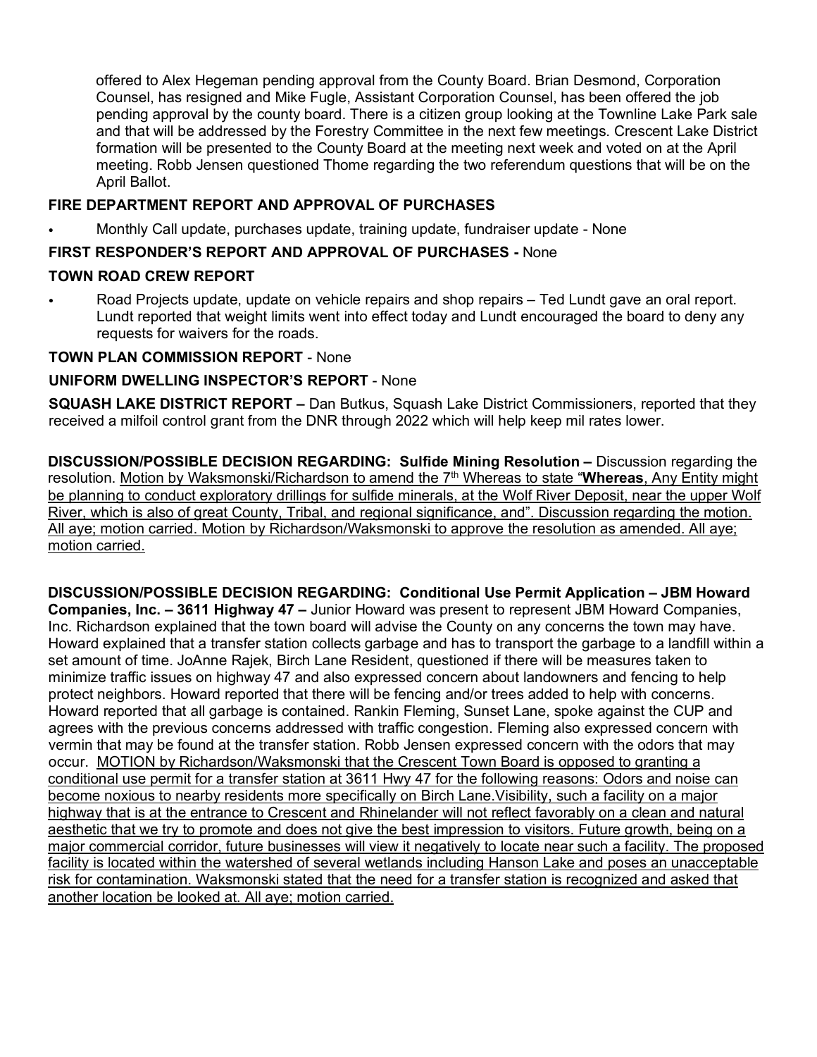offered to Alex Hegeman pending approval from the County Board. Brian Desmond, Corporation Counsel, has resigned and Mike Fugle, Assistant Corporation Counsel, has been offered the job pending approval by the county board. There is a citizen group looking at the Townline Lake Park sale and that will be addressed by the Forestry Committee in the next few meetings. Crescent Lake District formation will be presented to the County Board at the meeting next week and voted on at the April meeting. Robb Jensen questioned Thome regarding the two referendum questions that will be on the April Ballot.

**FIRE DEPARTMENT REPORT AND APPROVAL OF PURCHASES**

- Monthly Call update, purchases update, training update, fundraiser update - None

**FIRST RESPONDER'S REPORT AND APPROVAL OF PURCHASES -** None

**TOWN ROAD CREW REPORT**

- Road Projects update, update on vehicle repairs and shop repairs – Ted Lundt gave an oral report. Lundt reported that weight limits went into effect today and Lundt encouraged the board to deny any requests for waivers for the roads.

**TOWN PLAN COMMISSION REPORT** - None

**UNIFORM DWELLING INSPECTOR'S REPORT** - None

**SQUASH LAKE DISTRICT REPORT –** Dan Butkus, Squash Lake District Commissioners, reported that they received a milfoil control grant from the DNR through 2022 which will help keep mil rates lower.

**DISCUSSION/POSSIBLE DECISION REGARDING: Sulfide Mining Resolution –** Discussion regarding the resolution. <u>Motion by Waksmonski/Richardson to amend the 7th Whereas to state "**Whereas**, Any Entity might be planning to conduct exploratory drillings for sulfide minerals, at the Wolf River Deposit, near the upper Wolf River, which is also of great County, Tribal, and regional significance, and". Discussion regarding the motion. All aye; motion carried. Motion by Richardson/Waksmonski to approve the resolution as amended. All aye; motion carried.</u>

**DISCUSSION/POSSIBLE DECISION REGARDING: Conditional Use Permit Application – JBM Howard Companies, Inc. – 3611 Highway 47 –** Junior Howard was present to represent JBM Howard Companies, Inc. Richardson explained that the town board will advise the County on any concerns the town may have. Howard explained that a transfer station collects garbage and has to transport the garbage to a landfill within a set amount of time. JoAnne Rajek, Birch Lane Resident, questioned if there will be measures taken to minimize traffic issues on highway 47 and also expressed concern about landowners and fencing to help protect neighbors. Howard reported that there will be fencing and/or trees added to help with concerns. Howard reported that all garbage is contained. Rankin Fleming, Sunset Lane, spoke against the CUP and agrees with the previous concerns addressed with traffic congestion. Fleming also expressed concern with vermin that may be found at the transfer station. Robb Jensen expressed concern with the odors that may occur. <u>MOTION by Richardson/Waksmonski that the Crescent Town Board is opposed to granting a conditional use permit for a transfer station at 3611 Hwy 47 for the following reasons: Odors and noise can become noxious to nearby residents more specifically on Birch Lane.Visibility, such a facility on a major highway that is at the entrance to Crescent and Rhinelander will not reflect favorably on a clean and natural aesthetic that we try to promote and does not give the best impression to visitors. Future growth, being on a major commercial corridor, future businesses will view it negatively to locate near such a facility. The proposed facility is located within the watershed of several wetlands including Hanson Lake and poses an unacceptable risk for contamination. Waksmonski stated that the need for a transfer station is recognized and asked that another location be looked at. All aye; motion carried.</u>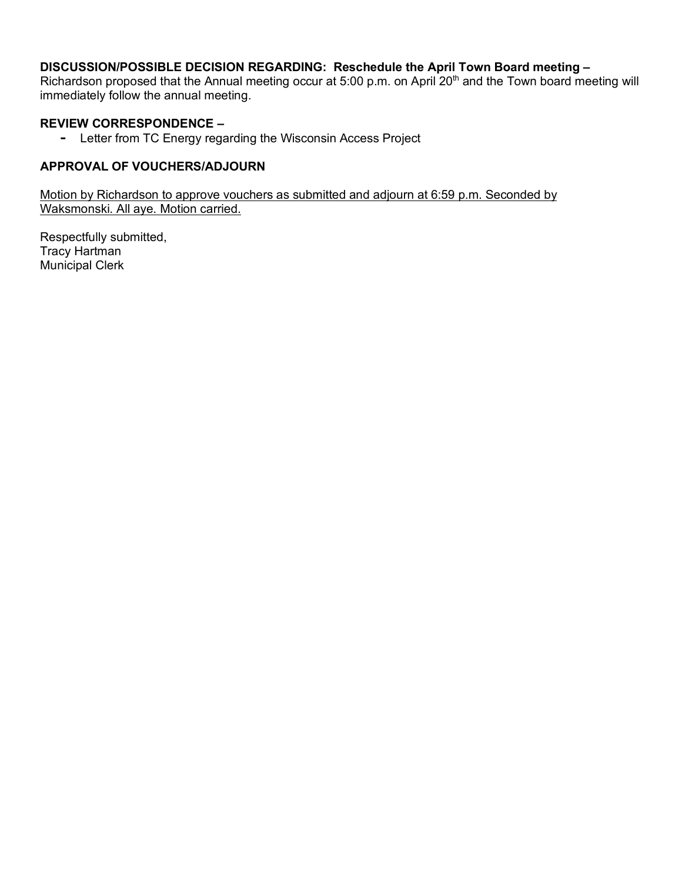**DISCUSSION/POSSIBLE DECISION REGARDING: Reschedule the April Town Board meeting –**
Richardson proposed that the Annual meeting occur at 5:00 p.m. on April 20th and the Town board meeting will immediately follow the annual meeting.

**REVIEW CORRESPONDENCE –**

- Letter from TC Energy regarding the Wisconsin Access Project

**APPROVAL OF VOUCHERS/ADJOURN**

Motion by Richardson to approve vouchers as submitted and adjourn at 6:59 p.m. Seconded by Waksmonski. All aye. Motion carried.

Respectfully submitted,
Tracy Hartman
Municipal Clerk